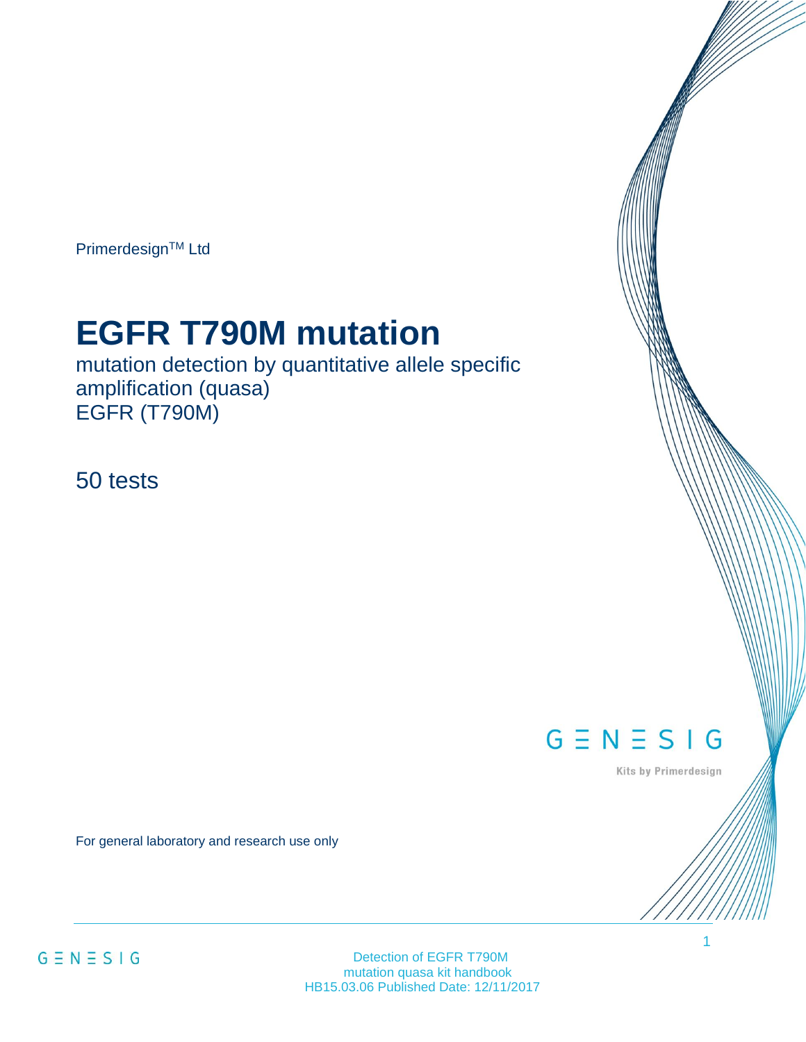Primerdesign™ Ltd

# EGFR T790M mutation

mutation detection by quantitative allele specific amplification (quasa)
EGFR (T790M)

50 tests

GENESIG

Kits by Primerdesign

For general laboratory and research use only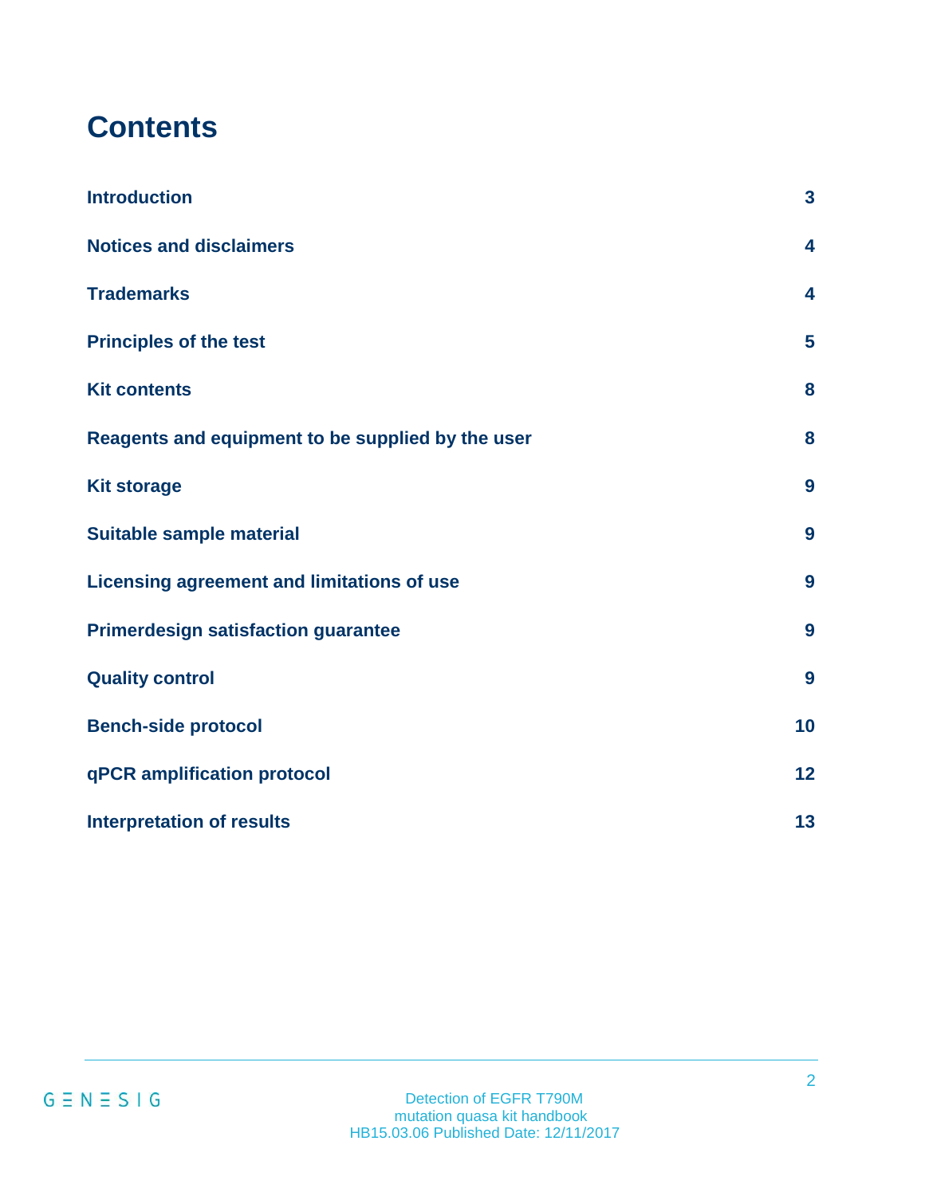# Contents

| | |
|---|---|
| **Introduction** | **3** |
| **Notices and disclaimers** | **4** |
| **Trademarks** | **4** |
| **Principles of the test** | **5** |
| **Kit contents** | **8** |
| **Reagents and equipment to be supplied by the user** | **8** |
| **Kit storage** | **9** |
| **Suitable sample material** | **9** |
| **Licensing agreement and limitations of use** | **9** |
| **Primerdesign satisfaction guarantee** | **9** |
| **Quality control** | **9** |
| **Bench-side protocol** | **10** |
| **qPCR amplification protocol** | **12** |
| **Interpretation of results** | **13** |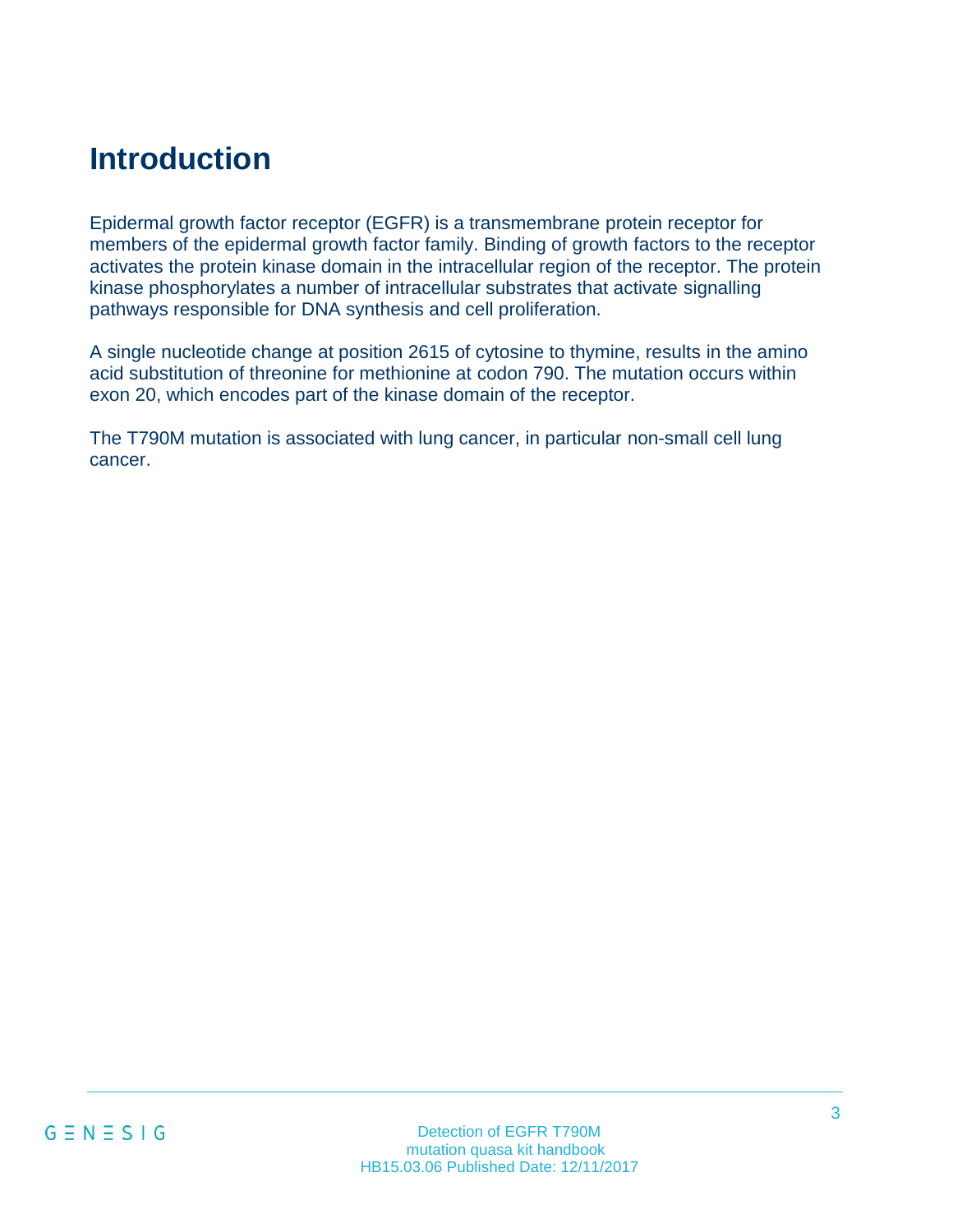# Introduction

Epidermal growth factor receptor (EGFR) is a transmembrane protein receptor for members of the epidermal growth factor family. Binding of growth factors to the receptor activates the protein kinase domain in the intracellular region of the receptor. The protein kinase phosphorylates a number of intracellular substrates that activate signalling pathways responsible for DNA synthesis and cell proliferation.

A single nucleotide change at position 2615 of cytosine to thymine, results in the amino acid substitution of threonine for methionine at codon 790. The mutation occurs within exon 20, which encodes part of the kinase domain of the receptor.

The T790M mutation is associated with lung cancer, in particular non-small cell lung cancer.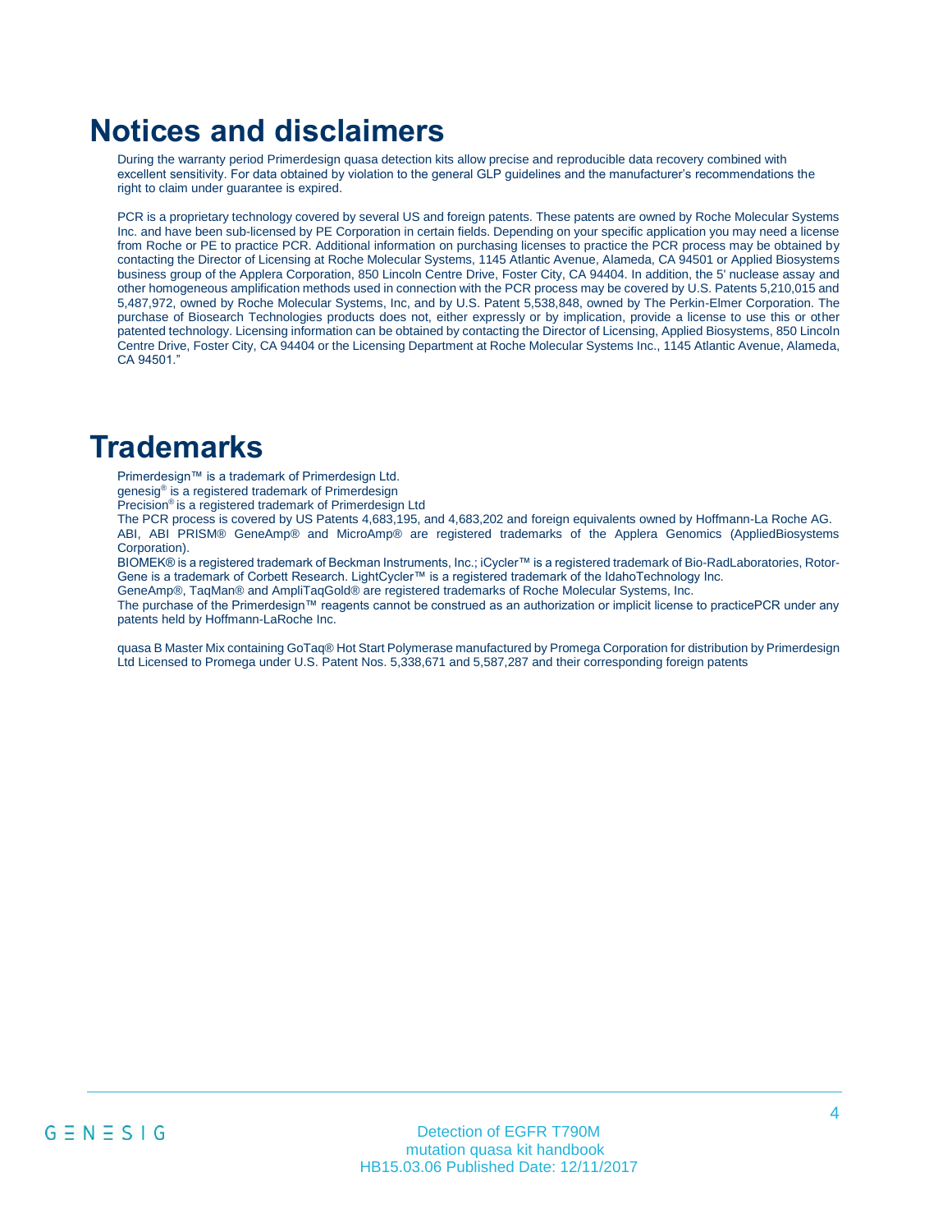# Notices and disclaimers

During the warranty period Primerdesign quasa detection kits allow precise and reproducible data recovery combined with excellent sensitivity. For data obtained by violation to the general GLP guidelines and the manufacturer's recommendations the right to claim under guarantee is expired.

PCR is a proprietary technology covered by several US and foreign patents. These patents are owned by Roche Molecular Systems Inc. and have been sub-licensed by PE Corporation in certain fields. Depending on your specific application you may need a license from Roche or PE to practice PCR. Additional information on purchasing licenses to practice the PCR process may be obtained by contacting the Director of Licensing at Roche Molecular Systems, 1145 Atlantic Avenue, Alameda, CA 94501 or Applied Biosystems business group of the Applera Corporation, 850 Lincoln Centre Drive, Foster City, CA 94404. In addition, the 5' nuclease assay and other homogeneous amplification methods used in connection with the PCR process may be covered by U.S. Patents 5,210,015 and 5,487,972, owned by Roche Molecular Systems, Inc, and by U.S. Patent 5,538,848, owned by The Perkin-Elmer Corporation. The purchase of Biosearch Technologies products does not, either expressly or by implication, provide a license to use this or other patented technology. Licensing information can be obtained by contacting the Director of Licensing, Applied Biosystems, 850 Lincoln Centre Drive, Foster City, CA 94404 or the Licensing Department at Roche Molecular Systems Inc., 1145 Atlantic Avenue, Alameda, CA 94501."

# Trademarks

Primerdesign™ is a trademark of Primerdesign Ltd.
genesig® is a registered trademark of Primerdesign
Precision® is a registered trademark of Primerdesign Ltd
The PCR process is covered by US Patents 4,683,195, and 4,683,202 and foreign equivalents owned by Hoffmann-La Roche AG.
ABI, ABI PRISM® GeneAmp® and MicroAmp® are registered trademarks of the Applera Genomics (AppliedBiosystems Corporation).
BIOMEK® is a registered trademark of Beckman Instruments, Inc.; iCycler™ is a registered trademark of Bio-RadLaboratories, Rotor-Gene is a trademark of Corbett Research. LightCycler™ is a registered trademark of the IdahoTechnology Inc.
GeneAmp®, TaqMan® and AmpliTaqGold® are registered trademarks of Roche Molecular Systems, Inc.
The purchase of the Primerdesign™ reagents cannot be construed as an authorization or implicit license to practicePCR under any patents held by Hoffmann-LaRoche Inc.

quasa B Master Mix containing GoTaq® Hot Start Polymerase manufactured by Promega Corporation for distribution by Primerdesign Ltd Licensed to Promega under U.S. Patent Nos. 5,338,671 and 5,587,287 and their corresponding foreign patents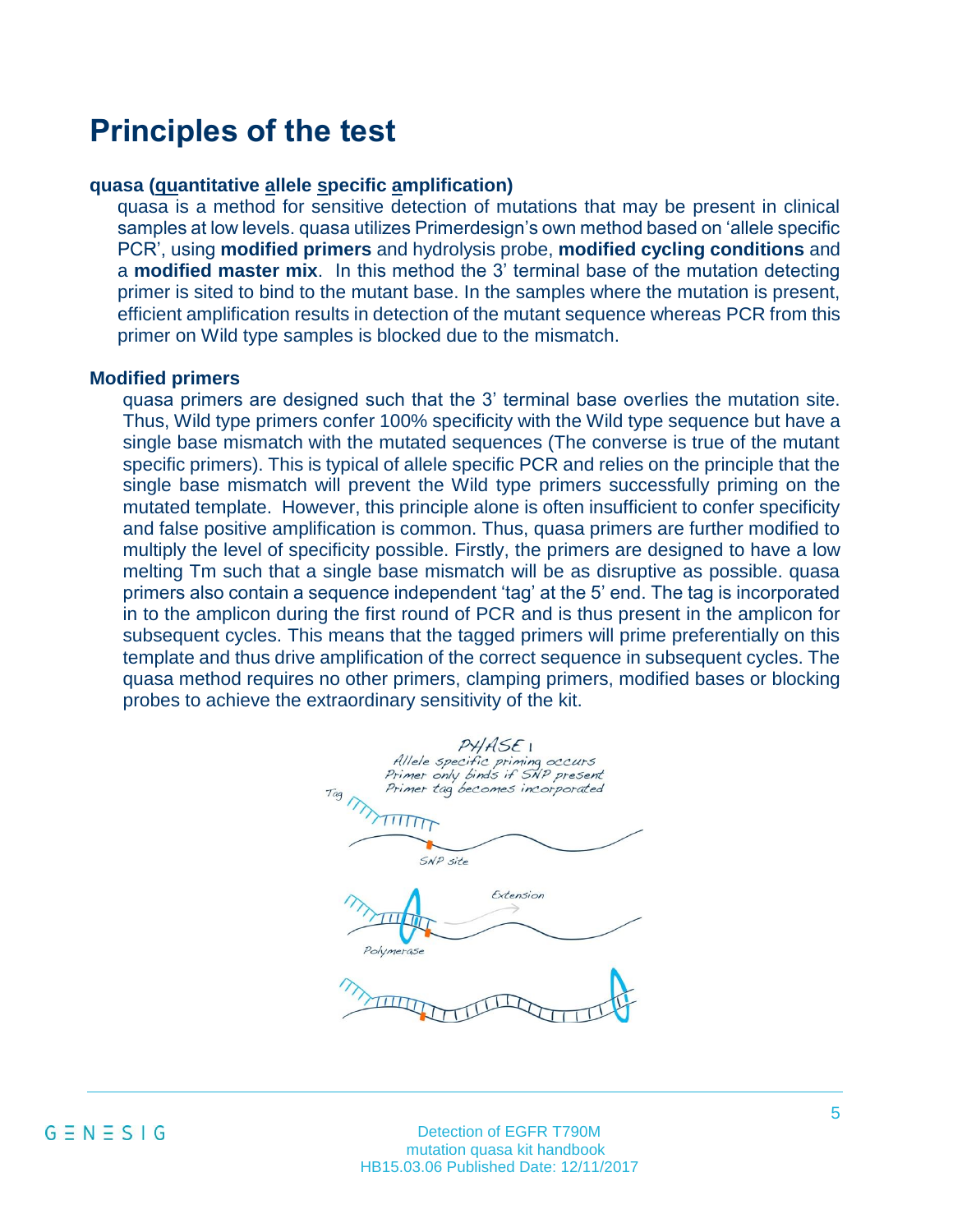# Principles of the test

**quasa (quantitative allele specific amplification)**

quasa is a method for sensitive detection of mutations that may be present in clinical samples at low levels. quasa utilizes Primerdesign's own method based on 'allele specific PCR', using **modified primers** and hydrolysis probe, **modified cycling conditions** and a **modified master mix**. In this method the 3' terminal base of the mutation detecting primer is sited to bind to the mutant base. In the samples where the mutation is present, efficient amplification results in detection of the mutant sequence whereas PCR from this primer on Wild type samples is blocked due to the mismatch.

**Modified primers**

quasa primers are designed such that the 3' terminal base overlies the mutation site. Thus, Wild type primers confer 100% specificity with the Wild type sequence but have a single base mismatch with the mutated sequences (The converse is true of the mutant specific primers). This is typical of allele specific PCR and relies on the principle that the single base mismatch will prevent the Wild type primers successfully priming on the mutated template. However, this principle alone is often insufficient to confer specificity and false positive amplification is common. Thus, quasa primers are further modified to multiply the level of specificity possible. Firstly, the primers are designed to have a low melting Tm such that a single base mismatch will be as disruptive as possible. quasa primers also contain a sequence independent 'tag' at the 5' end. The tag is incorporated in to the amplicon during the first round of PCR and is thus present in the amplicon for subsequent cycles. This means that the tagged primers will prime preferentially on this template and thus drive amplification of the correct sequence in subsequent cycles. The quasa method requires no other primers, clamping primers, modified bases or blocking probes to achieve the extraordinary sensitivity of the kit.

PHASE 1
Allele specific priming occurs
Primer only binds if SNP present
Primer tag becomes incorporated

Tag

SNP site

Extension

Polymerase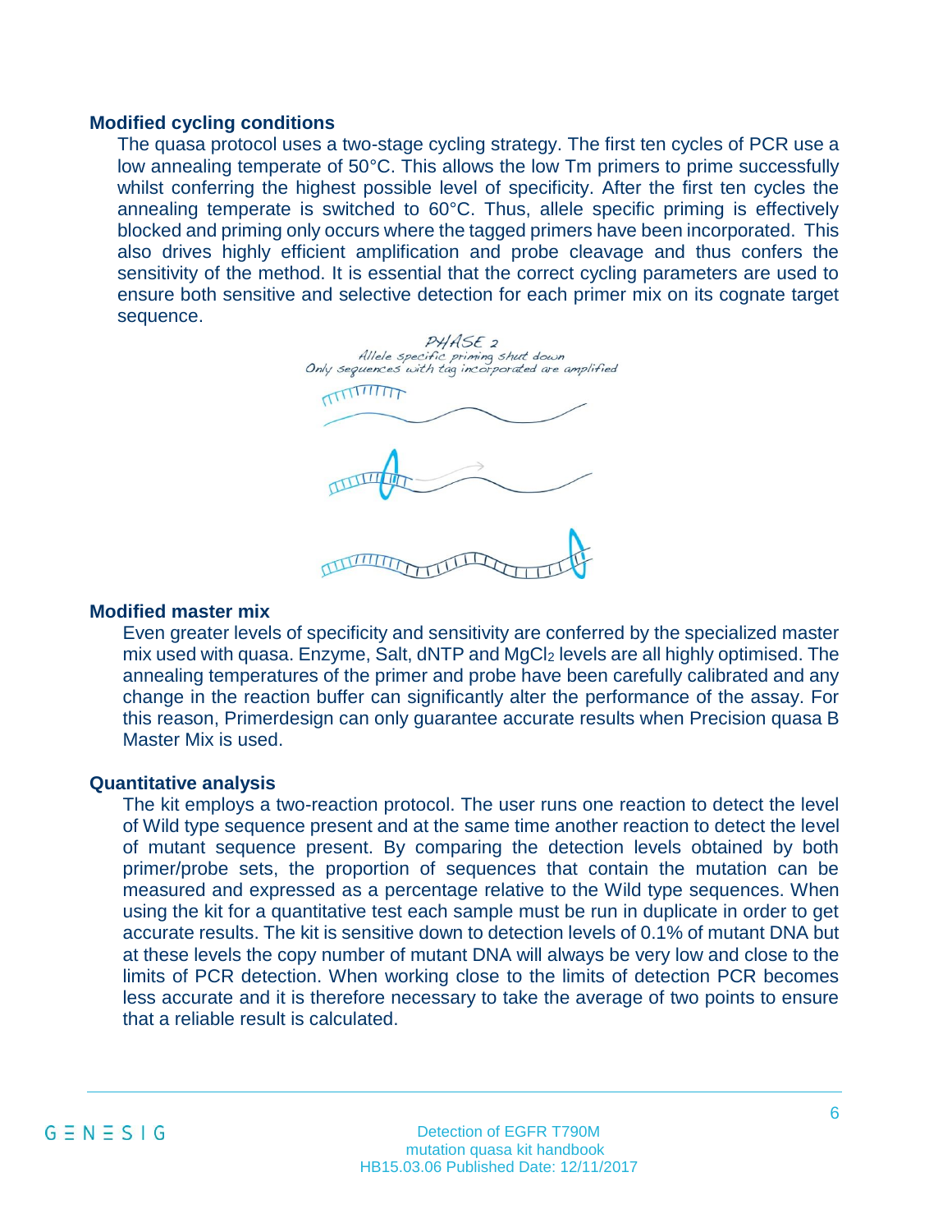### Modified cycling conditions

The quasa protocol uses a two-stage cycling strategy. The first ten cycles of PCR use a low annealing temperate of 50°C. This allows the low Tm primers to prime successfully whilst conferring the highest possible level of specificity. After the first ten cycles the annealing temperate is switched to 60°C. Thus, allele specific priming is effectively blocked and priming only occurs where the tagged primers have been incorporated. This also drives highly efficient amplification and probe cleavage and thus confers the sensitivity of the method. It is essential that the correct cycling parameters are used to ensure both sensitive and selective detection for each primer mix on its cognate target sequence.

PHASE 2
Allele specific priming shut down
Only sequences with tag incorporated are amplified

### Modified master mix

Even greater levels of specificity and sensitivity are conferred by the specialized master mix used with quasa. Enzyme, Salt, dNTP and $MgCl_2$ levels are all highly optimised. The annealing temperatures of the primer and probe have been carefully calibrated and any change in the reaction buffer can significantly alter the performance of the assay. For this reason, Primerdesign can only guarantee accurate results when Precision quasa B Master Mix is used.

### Quantitative analysis

The kit employs a two-reaction protocol. The user runs one reaction to detect the level of Wild type sequence present and at the same time another reaction to detect the level of mutant sequence present. By comparing the detection levels obtained by both primer/probe sets, the proportion of sequences that contain the mutation can be measured and expressed as a percentage relative to the Wild type sequences. When using the kit for a quantitative test each sample must be run in duplicate in order to get accurate results. The kit is sensitive down to detection levels of 0.1% of mutant DNA but at these levels the copy number of mutant DNA will always be very low and close to the limits of PCR detection. When working close to the limits of detection PCR becomes less accurate and it is therefore necessary to take the average of two points to ensure that a reliable result is calculated.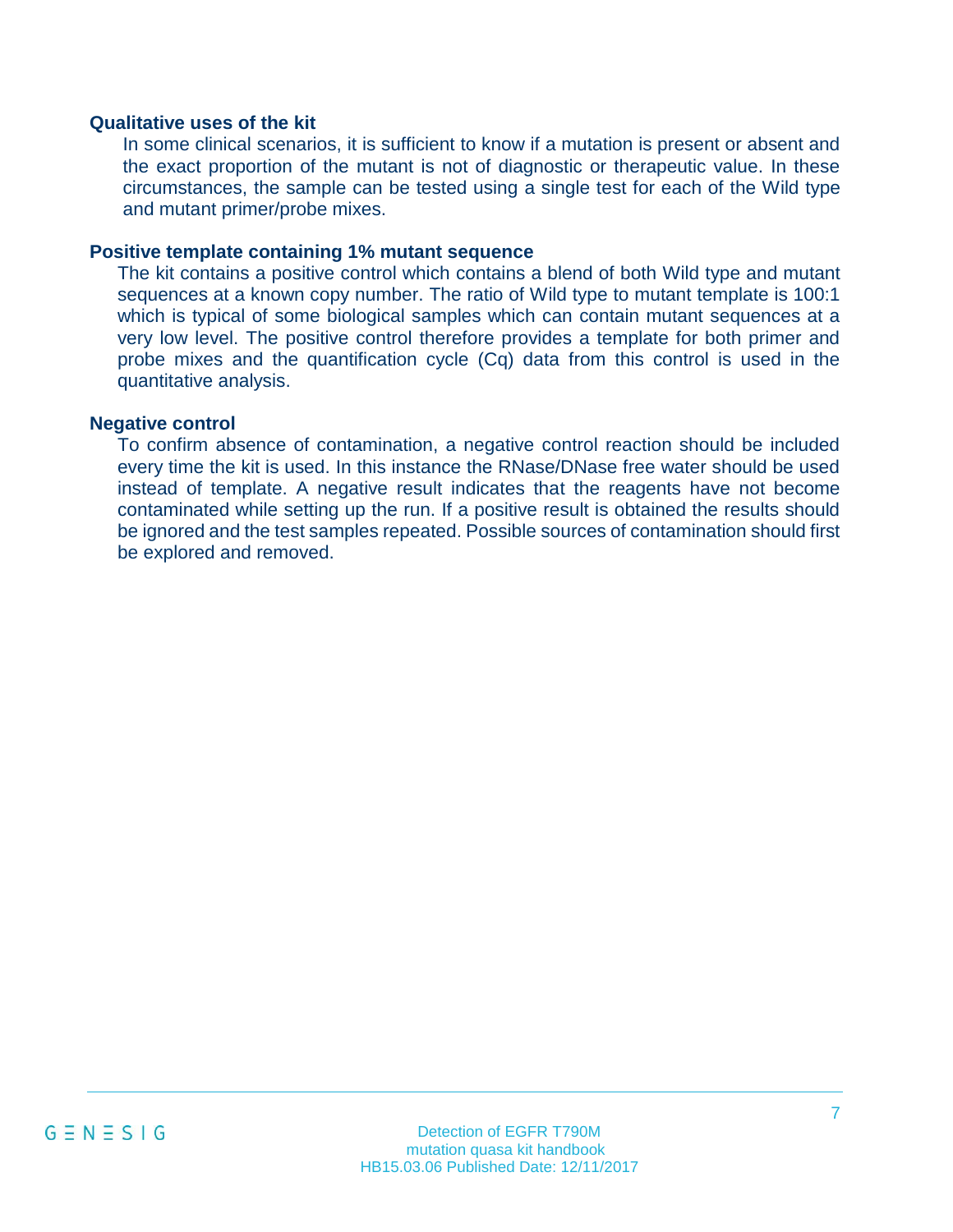### Qualitative uses of the kit

In some clinical scenarios, it is sufficient to know if a mutation is present or absent and the exact proportion of the mutant is not of diagnostic or therapeutic value. In these circumstances, the sample can be tested using a single test for each of the Wild type and mutant primer/probe mixes.

### Positive template containing 1% mutant sequence

The kit contains a positive control which contains a blend of both Wild type and mutant sequences at a known copy number. The ratio of Wild type to mutant template is 100:1 which is typical of some biological samples which can contain mutant sequences at a very low level. The positive control therefore provides a template for both primer and probe mixes and the quantification cycle (Cq) data from this control is used in the quantitative analysis.

### Negative control

To confirm absence of contamination, a negative control reaction should be included every time the kit is used. In this instance the RNase/DNase free water should be used instead of template. A negative result indicates that the reagents have not become contaminated while setting up the run. If a positive result is obtained the results should be ignored and the test samples repeated. Possible sources of contamination should first be explored and removed.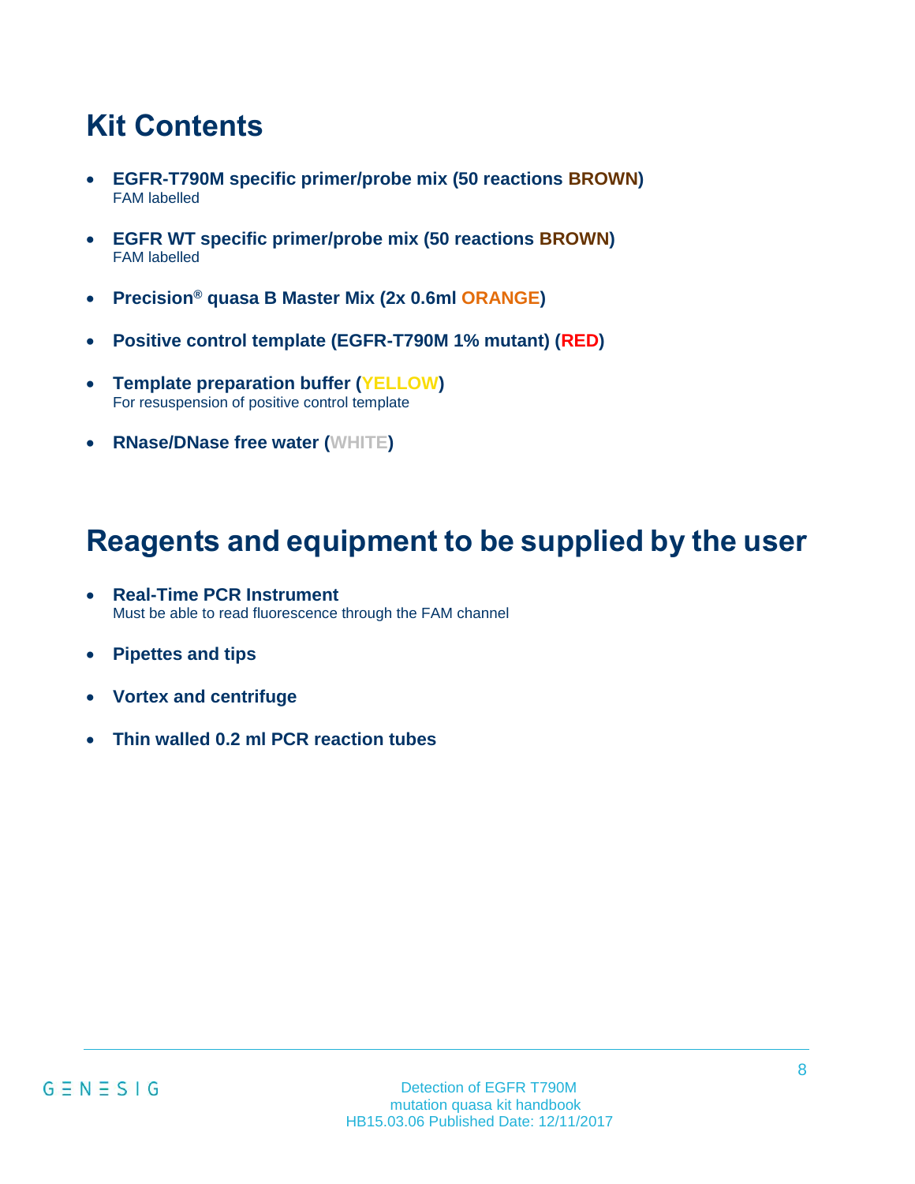# Kit Contents

- **EGFR-T790M specific primer/probe mix (50 reactions BROWN)**
  FAM labelled
- **EGFR WT specific primer/probe mix (50 reactions BROWN)**
  FAM labelled
- **Precision® quasa B Master Mix (2x 0.6ml ORANGE)**
- **Positive control template (EGFR-T790M 1% mutant) (RED)**
- **Template preparation buffer (YELLOW)**
  For resuspension of positive control template
- **RNase/DNase free water (WHITE)**

# Reagents and equipment to be supplied by the user

- **Real-Time PCR Instrument**
  Must be able to read fluorescence through the FAM channel
- **Pipettes and tips**
- **Vortex and centrifuge**
- **Thin walled 0.2 ml PCR reaction tubes**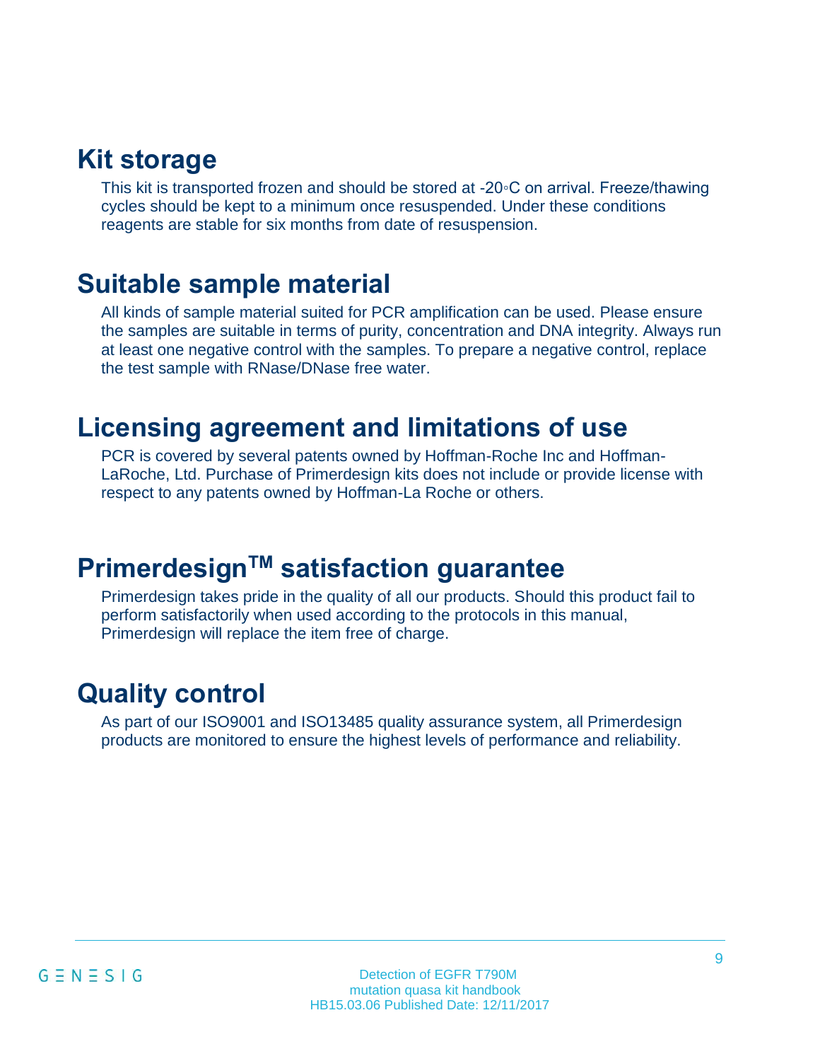## Kit storage

This kit is transported frozen and should be stored at -20◦C on arrival. Freeze/thawing cycles should be kept to a minimum once resuspended. Under these conditions reagents are stable for six months from date of resuspension.

## Suitable sample material

All kinds of sample material suited for PCR amplification can be used. Please ensure the samples are suitable in terms of purity, concentration and DNA integrity. Always run at least one negative control with the samples. To prepare a negative control, replace the test sample with RNase/DNase free water.

## Licensing agreement and limitations of use

PCR is covered by several patents owned by Hoffman-Roche Inc and Hoffman-LaRoche, Ltd. Purchase of Primerdesign kits does not include or provide license with respect to any patents owned by Hoffman-La Roche or others.

## Primerdesign™ satisfaction guarantee

Primerdesign takes pride in the quality of all our products. Should this product fail to perform satisfactorily when used according to the protocols in this manual, Primerdesign will replace the item free of charge.

## Quality control

As part of our ISO9001 and ISO13485 quality assurance system, all Primerdesign products are monitored to ensure the highest levels of performance and reliability.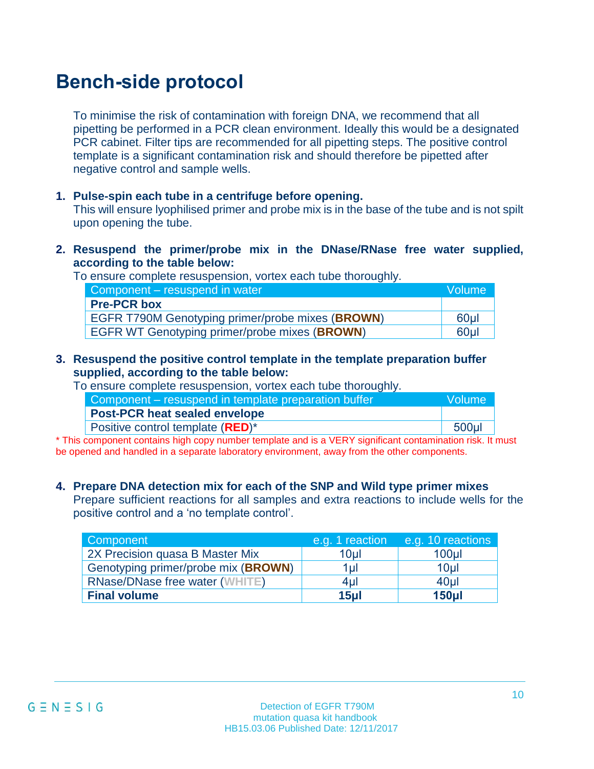# Bench-side protocol

To minimise the risk of contamination with foreign DNA, we recommend that all pipetting be performed in a PCR clean environment. Ideally this would be a designated PCR cabinet. Filter tips are recommended for all pipetting steps. The positive control template is a significant contamination risk and should therefore be pipetted after negative control and sample wells.

1. **Pulse-spin each tube in a centrifuge before opening.**
   This will ensure lyophilised primer and probe mix is in the base of the tube and is not spilt upon opening the tube.

2. **Resuspend the primer/probe mix in the DNase/RNase free water supplied, according to the table below:**
   To ensure complete resuspension, vortex each tube thoroughly.

| Component – resuspend in water | Volume |
|---|---|
| **Pre-PCR box** | |
| EGFR T790M Genotyping primer/probe mixes (**BROWN**) | 60µl |
| EGFR WT Genotyping primer/probe mixes (**BROWN**) | 60µl |

3. **Resuspend the positive control template in the template preparation buffer supplied, according to the table below:**
   To ensure complete resuspension, vortex each tube thoroughly.

| Component – resuspend in template preparation buffer | Volume |
|---|---|
| **Post-PCR heat sealed envelope** | |
| Positive control template (**RED**)* | 500µl |

\* This component contains high copy number template and is a VERY significant contamination risk. It must be opened and handled in a separate laboratory environment, away from the other components.

4. **Prepare DNA detection mix for each of the SNP and Wild type primer mixes**
   Prepare sufficient reactions for all samples and extra reactions to include wells for the positive control and a 'no template control'.

| Component | e.g. 1 reaction | e.g. 10 reactions |
|---|---|---|
| 2X Precision quasa B Master Mix | 10µl | 100µl |
| Genotyping primer/probe mix (**BROWN**) | 1µl | 10µl |
| RNase/DNase free water (**WHITE**) | 4µl | 40µl |
| **Final volume** | **15µl** | **150µl** |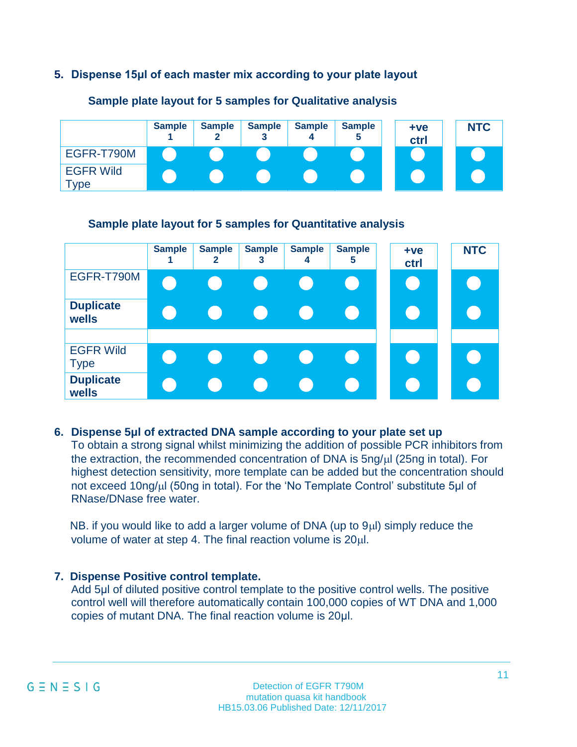5. **Dispense 15µl of each master mix according to your plate layout**

**Sample plate layout for 5 samples for Qualitative analysis**

| | Sample 1 | Sample 2 | Sample 3 | Sample 4 | Sample 5 | +ve ctrl | NTC |
|---|---|---|---|---|---|---|---|
| EGFR-T790M | ● | ● | ● | ● | ● | ● | ● |
| EGFR Wild Type | ● | ● | ● | ● | ● | ● | ● |

**Sample plate layout for 5 samples for Quantitative analysis**

| | Sample 1 | Sample 2 | Sample 3 | Sample 4 | Sample 5 | +ve ctrl | NTC |
|---|---|---|---|---|---|---|---|
| EGFR-T790M | ● | ● | ● | ● | ● | ● | ● |
| **Duplicate wells** | ● | ● | ● | ● | ● | ● | ● |
| | | | | | | | |
| EGFR Wild Type | ● | ● | ● | ● | ● | ● | ● |
| **Duplicate wells** | ● | ● | ● | ● | ● | ● | ● |

6. **Dispense 5µl of extracted DNA sample according to your plate set up**
   To obtain a strong signal whilst minimizing the addition of possible PCR inhibitors from the extraction, the recommended concentration of DNA is 5ng/µl (25ng in total). For highest detection sensitivity, more template can be added but the concentration should not exceed 10ng/µl (50ng in total). For the 'No Template Control' substitute 5µl of RNase/DNase free water.

   NB. if you would like to add a larger volume of DNA (up to 9µl) simply reduce the volume of water at step 4. The final reaction volume is 20µl.

7. **Dispense Positive control template.**
   Add 5µl of diluted positive control template to the positive control wells. The positive control well will therefore automatically contain 100,000 copies of WT DNA and 1,000 copies of mutant DNA. The final reaction volume is 20µl.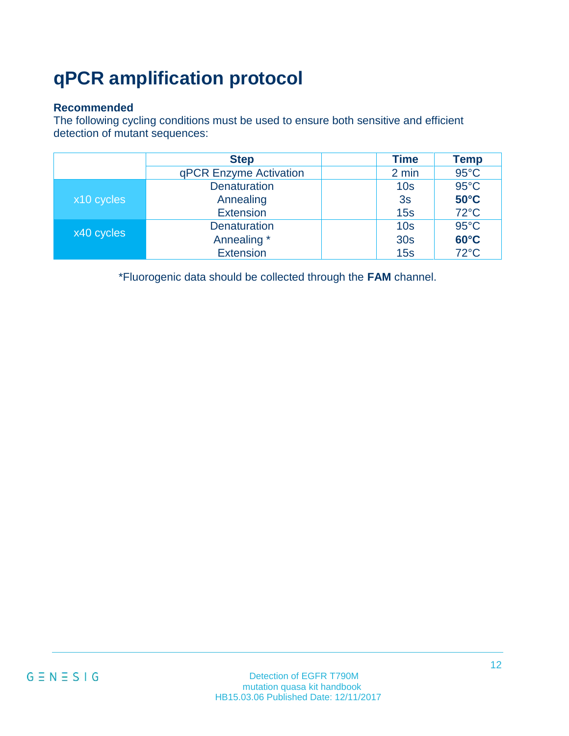# qPCR amplification protocol

**Recommended**

The following cycling conditions must be used to ensure both sensitive and efficient detection of mutant sequences:

| | Step | | Time | Temp |
|---|---|---|---|---|
| | qPCR Enzyme Activation | | 2 min | 95°C |
| x10 cycles | Denaturation | | 10s | 95°C |
| | Annealing | | 3s | **50°C** |
| | Extension | | 15s | 72°C |
| x40 cycles | Denaturation | | 10s | 95°C |
| | Annealing * | | 30s | **60°C** |
| | Extension | | 15s | 72°C |

*Fluorogenic data should be collected through the **FAM** channel.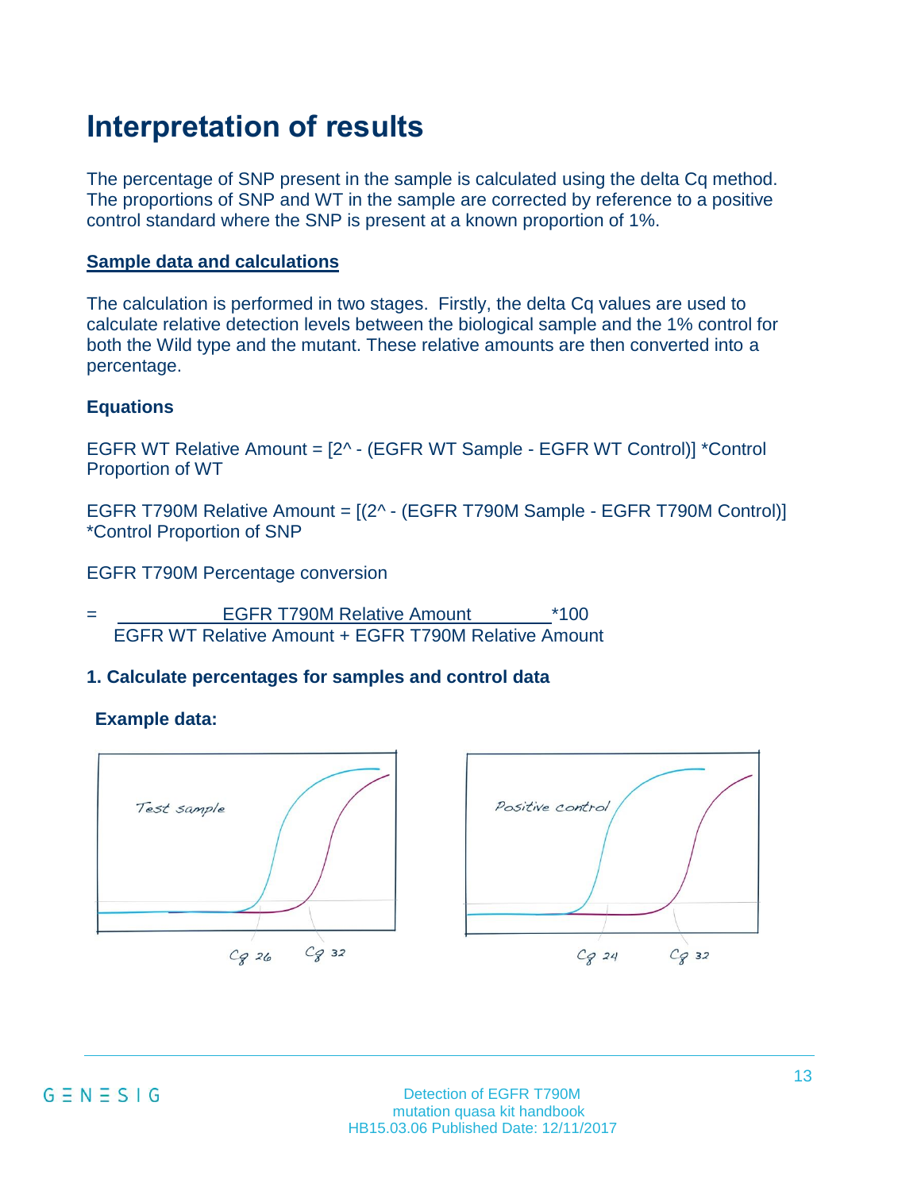# Interpretation of results

The percentage of SNP present in the sample is calculated using the delta Cq method. The proportions of SNP and WT in the sample are corrected by reference to a positive control standard where the SNP is present at a known proportion of 1%.

## Sample data and calculations

The calculation is performed in two stages. Firstly, the delta Cq values are used to calculate relative detection levels between the biological sample and the 1% control for both the Wild type and the mutant. These relative amounts are then converted into a percentage.

### Equations

EGFR WT Relative Amount = [2^ - (EGFR WT Sample - EGFR WT Control)] *Control Proportion of WT

EGFR T790M Relative Amount = [(2^ - (EGFR T790M Sample - EGFR T790M Control)] *Control Proportion of SNP

EGFR T790M Percentage conversion

$$= \frac{\text{EGFR T790M Relative Amount}}{\text{EGFR WT Relative Amount + EGFR T790M Relative Amount}} * 100$$

### 1. Calculate percentages for samples and control data

**Example data:**

Test sample: Cq 26, Cq 32

Positive control: Cq 24, Cq 32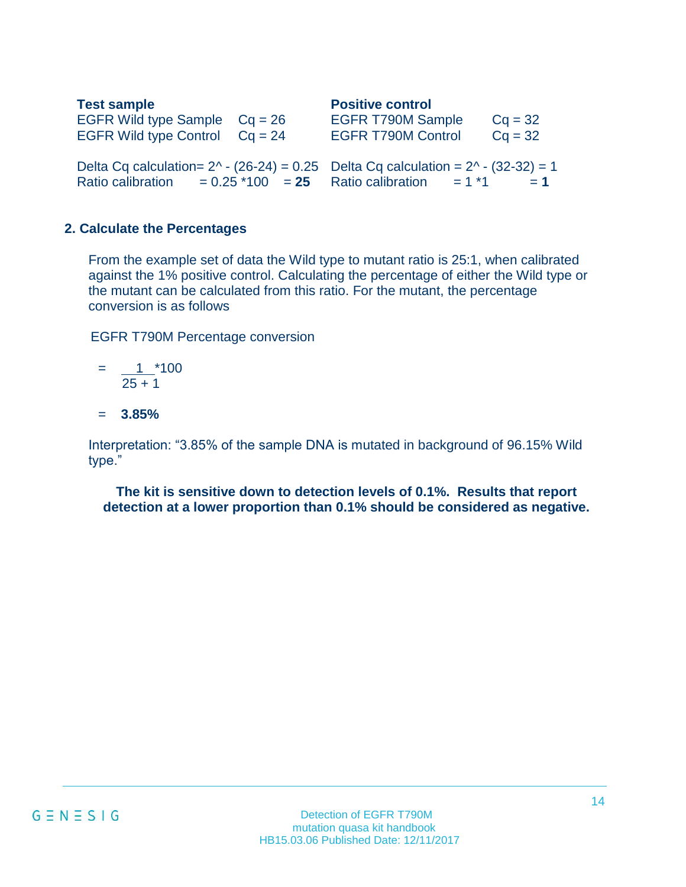| **Test sample** | | **Positive control** | |
| --- | --- | --- | --- |
| EGFR Wild type Sample | Cq = 26 | EGFR T790M Sample | Cq = 32 |
| EGFR Wild type Control | Cq = 24 | EGFR T790M Control | Cq = 32 |

Delta Cq calculation= 2^ - (26-24) = 0.25
Ratio calibration = 0.25 *100 = **25**

Delta Cq calculation = 2^ - (32-32) = 1
Ratio calibration = 1 *1 = **1**

### 2. Calculate the Percentages

From the example set of data the Wild type to mutant ratio is 25:1, when calibrated against the 1% positive control. Calculating the percentage of either the Wild type or the mutant can be calculated from this ratio. For the mutant, the percentage conversion is as follows

EGFR T790M Percentage conversion

$$= \frac{1}{25 + 1} *100$$

= **3.85%**

Interpretation: "3.85% of the sample DNA is mutated in background of 96.15% Wild type."

**The kit is sensitive down to detection levels of 0.1%. Results that report detection at a lower proportion than 0.1% should be considered as negative.**